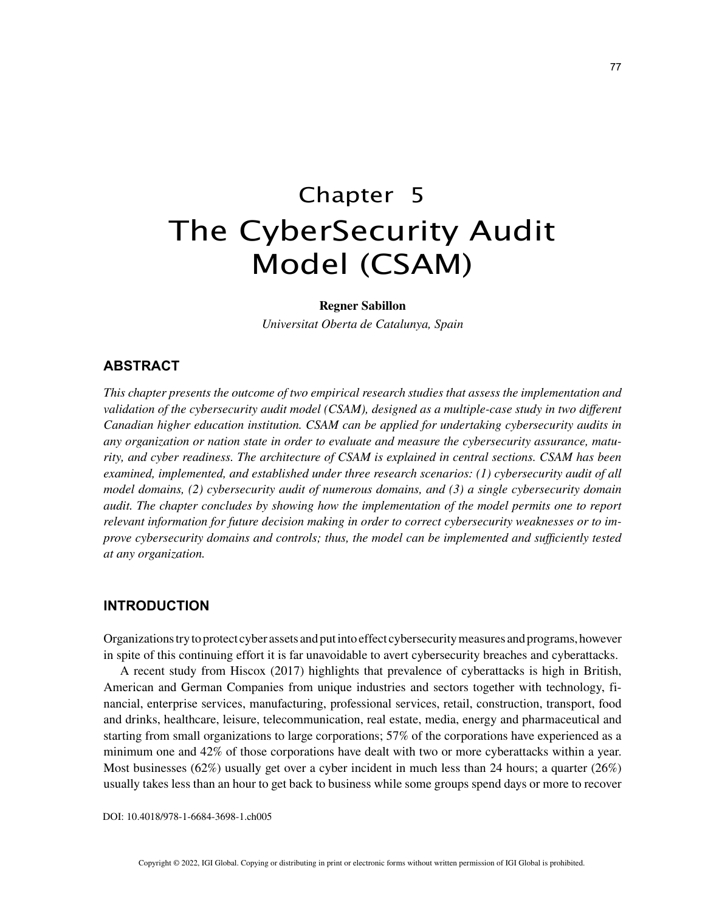# Chapter 5
# The CyberSecurity Audit Model (CSAM)

**Regner Sabillon**

*Universitat Oberta de Catalunya, Spain*

## ABSTRACT

*This chapter presents the outcome of two empirical research studies that assess the implementation and validation of the cybersecurity audit model (CSAM), designed as a multiple-case study in two different Canadian higher education institution. CSAM can be applied for undertaking cybersecurity audits in any organization or nation state in order to evaluate and measure the cybersecurity assurance, maturity, and cyber readiness. The architecture of CSAM is explained in central sections. CSAM has been examined, implemented, and established under three research scenarios: (1) cybersecurity audit of all model domains, (2) cybersecurity audit of numerous domains, and (3) a single cybersecurity domain audit. The chapter concludes by showing how the implementation of the model permits one to report relevant information for future decision making in order to correct cybersecurity weaknesses or to improve cybersecurity domains and controls; thus, the model can be implemented and sufficiently tested at any organization.*

## INTRODUCTION

Organizations try to protect cyber assets and put into effect cybersecurity measures and programs, however in spite of this continuing effort it is far unavoidable to avert cybersecurity breaches and cyberattacks.

A recent study from Hiscox (2017) highlights that prevalence of cyberattacks is high in British, American and German Companies from unique industries and sectors together with technology, financial, enterprise services, manufacturing, professional services, retail, construction, transport, food and drinks, healthcare, leisure, telecommunication, real estate, media, energy and pharmaceutical and starting from small organizations to large corporations; 57% of the corporations have experienced as a minimum one and 42% of those corporations have dealt with two or more cyberattacks within a year. Most businesses (62%) usually get over a cyber incident in much less than 24 hours; a quarter (26%) usually takes less than an hour to get back to business while some groups spend days or more to recover

DOI: 10.4018/978-1-6684-3698-1.ch005

Copyright © 2022, IGI Global. Copying or distributing in print or electronic forms without written permission of IGI Global is prohibited.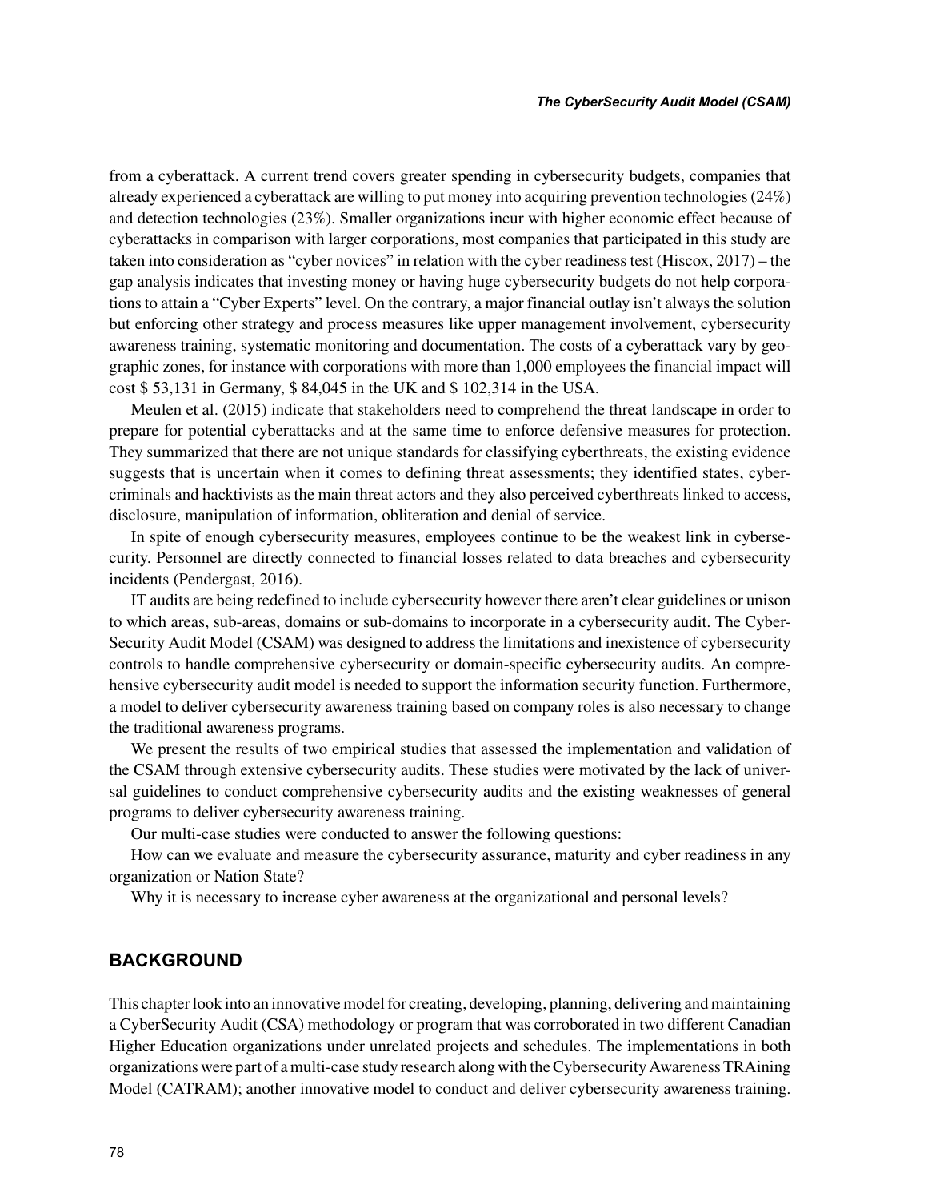from a cyberattack. A current trend covers greater spending in cybersecurity budgets, companies that already experienced a cyberattack are willing to put money into acquiring prevention technologies (24%) and detection technologies (23%). Smaller organizations incur with higher economic effect because of cyberattacks in comparison with larger corporations, most companies that participated in this study are taken into consideration as "cyber novices" in relation with the cyber readiness test (Hiscox, 2017) – the gap analysis indicates that investing money or having huge cybersecurity budgets do not help corporations to attain a "Cyber Experts" level. On the contrary, a major financial outlay isn't always the solution but enforcing other strategy and process measures like upper management involvement, cybersecurity awareness training, systematic monitoring and documentation. The costs of a cyberattack vary by geographic zones, for instance with corporations with more than 1,000 employees the financial impact will cost $ 53,131 in Germany, $ 84,045 in the UK and $ 102,314 in the USA.

Meulen et al. (2015) indicate that stakeholders need to comprehend the threat landscape in order to prepare for potential cyberattacks and at the same time to enforce defensive measures for protection. They summarized that there are not unique standards for classifying cyberthreats, the existing evidence suggests that is uncertain when it comes to defining threat assessments; they identified states, cybercriminals and hacktivists as the main threat actors and they also perceived cyberthreats linked to access, disclosure, manipulation of information, obliteration and denial of service.

In spite of enough cybersecurity measures, employees continue to be the weakest link in cybersecurity. Personnel are directly connected to financial losses related to data breaches and cybersecurity incidents (Pendergast, 2016).

IT audits are being redefined to include cybersecurity however there aren't clear guidelines or unison to which areas, sub-areas, domains or sub-domains to incorporate in a cybersecurity audit. The CyberSecurity Audit Model (CSAM) was designed to address the limitations and inexistence of cybersecurity controls to handle comprehensive cybersecurity or domain-specific cybersecurity audits. An comprehensive cybersecurity audit model is needed to support the information security function. Furthermore, a model to deliver cybersecurity awareness training based on company roles is also necessary to change the traditional awareness programs.

We present the results of two empirical studies that assessed the implementation and validation of the CSAM through extensive cybersecurity audits. These studies were motivated by the lack of universal guidelines to conduct comprehensive cybersecurity audits and the existing weaknesses of general programs to deliver cybersecurity awareness training.

Our multi-case studies were conducted to answer the following questions:

How can we evaluate and measure the cybersecurity assurance, maturity and cyber readiness in any organization or Nation State?

Why it is necessary to increase cyber awareness at the organizational and personal levels?

## BACKGROUND

This chapter look into an innovative model for creating, developing, planning, delivering and maintaining a CyberSecurity Audit (CSA) methodology or program that was corroborated in two different Canadian Higher Education organizations under unrelated projects and schedules. The implementations in both organizations were part of a multi-case study research along with the Cybersecurity Awareness TRAining Model (CATRAM); another innovative model to conduct and deliver cybersecurity awareness training.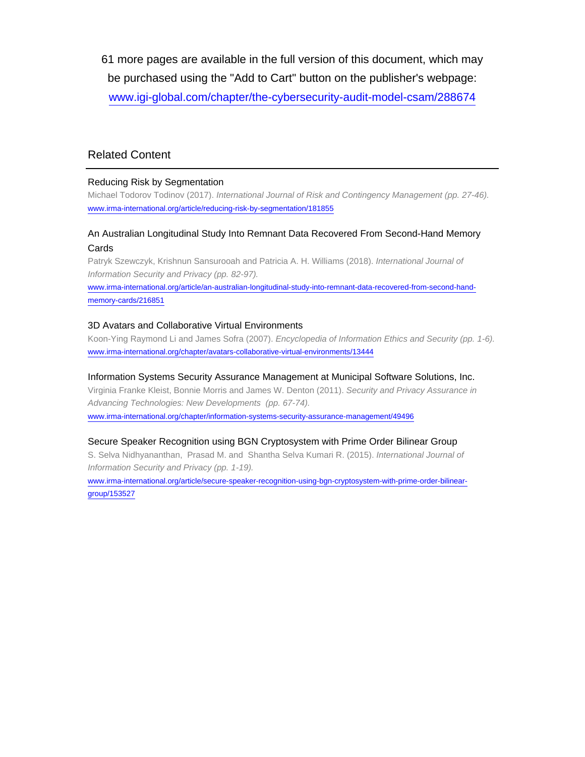61 more pages are available in the full version of this document, which may be purchased using the "Add to Cart" button on the publisher's webpage: www.igi-global.com/chapter/the-cybersecurity-audit-model-csam/288674

## Related Content

### Reducing Risk by Segmentation

Michael Todorov Todinov (2017). *International Journal of Risk and Contingency Management (pp. 27-46).*

www.irma-international.org/article/reducing-risk-by-segmentation/181855

### An Australian Longitudinal Study Into Remnant Data Recovered From Second-Hand Memory Cards

Patryk Szewczyk, Krishnun Sansurooah and Patricia A. H. Williams (2018). *International Journal of Information Security and Privacy (pp. 82-97).*

www.irma-international.org/article/an-australian-longitudinal-study-into-remnant-data-recovered-from-second-hand-memory-cards/216851

### 3D Avatars and Collaborative Virtual Environments

Koon-Ying Raymond Li and James Sofra (2007). *Encyclopedia of Information Ethics and Security (pp. 1-6).*

www.irma-international.org/chapter/avatars-collaborative-virtual-environments/13444

### Information Systems Security Assurance Management at Municipal Software Solutions, Inc.

Virginia Franke Kleist, Bonnie Morris and James W. Denton (2011). *Security and Privacy Assurance in Advancing Technologies: New Developments (pp. 67-74).*

www.irma-international.org/chapter/information-systems-security-assurance-management/49496

### Secure Speaker Recognition using BGN Cryptosystem with Prime Order Bilinear Group

S. Selva Nidhyananthan, Prasad M. and Shantha Selva Kumari R. (2015). *International Journal of Information Security and Privacy (pp. 1-19).*

www.irma-international.org/article/secure-speaker-recognition-using-bgn-cryptosystem-with-prime-order-bilinear-group/153527